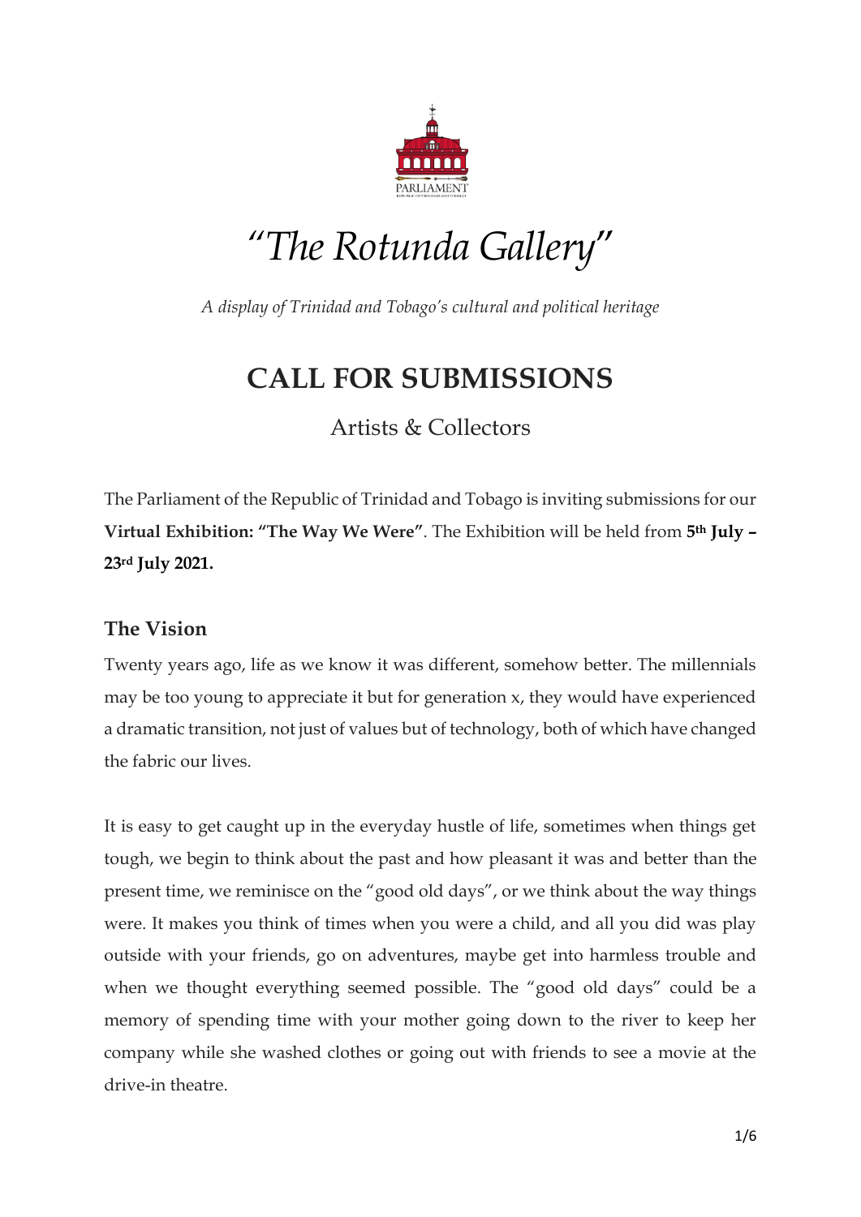# *"The Rotunda Gallery"*

*A display of Trinidad and Tobago's cultural and political heritage*

## CALL FOR SUBMISSIONS

Artists & Collectors

The Parliament of the Republic of Trinidad and Tobago is inviting submissions for our **Virtual Exhibition: "The Way We Were"**. The Exhibition will be held from **5th July – 23rd July 2021.**

### The Vision

Twenty years ago, life as we know it was different, somehow better. The millennials may be too young to appreciate it but for generation x, they would have experienced a dramatic transition, not just of values but of technology, both of which have changed the fabric our lives.

It is easy to get caught up in the everyday hustle of life, sometimes when things get tough, we begin to think about the past and how pleasant it was and better than the present time, we reminisce on the "good old days", or we think about the way things were. It makes you think of times when you were a child, and all you did was play outside with your friends, go on adventures, maybe get into harmless trouble and when we thought everything seemed possible. The "good old days" could be a memory of spending time with your mother going down to the river to keep her company while she washed clothes or going out with friends to see a movie at the drive-in theatre.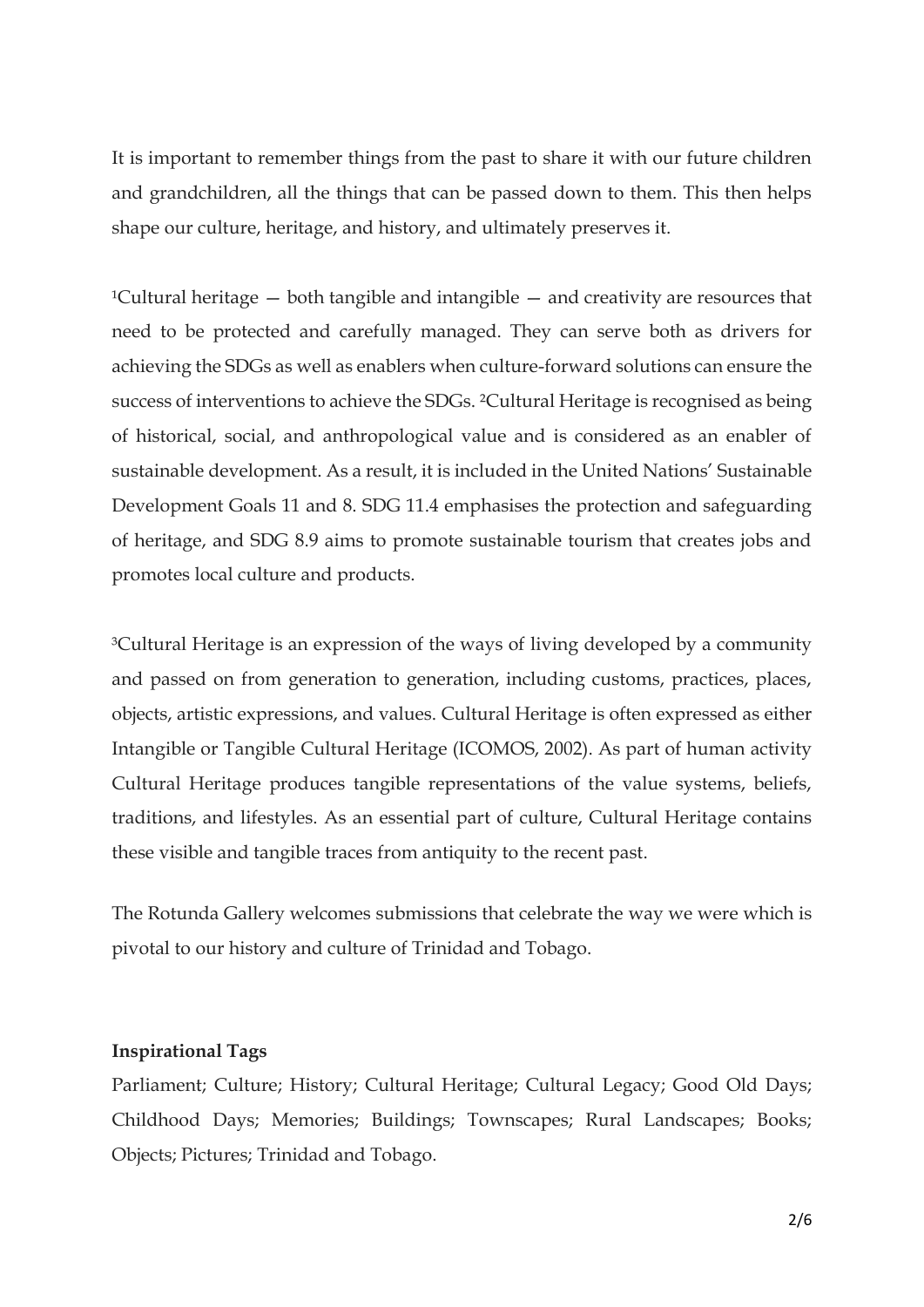It is important to remember things from the past to share it with our future children and grandchildren, all the things that can be passed down to them. This then helps shape our culture, heritage, and history, and ultimately preserves it.

[1]Cultural heritage — both tangible and intangible — and creativity are resources that need to be protected and carefully managed. They can serve both as drivers for achieving the SDGs as well as enablers when culture-forward solutions can ensure the success of interventions to achieve the SDGs. [2]Cultural Heritage is recognised as being of historical, social, and anthropological value and is considered as an enabler of sustainable development. As a result, it is included in the United Nations' Sustainable Development Goals 11 and 8. SDG 11.4 emphasises the protection and safeguarding of heritage, and SDG 8.9 aims to promote sustainable tourism that creates jobs and promotes local culture and products.

[3]Cultural Heritage is an expression of the ways of living developed by a community and passed on from generation to generation, including customs, practices, places, objects, artistic expressions, and values. Cultural Heritage is often expressed as either Intangible or Tangible Cultural Heritage (ICOMOS, 2002). As part of human activity Cultural Heritage produces tangible representations of the value systems, beliefs, traditions, and lifestyles. As an essential part of culture, Cultural Heritage contains these visible and tangible traces from antiquity to the recent past.

The Rotunda Gallery welcomes submissions that celebrate the way we were which is pivotal to our history and culture of Trinidad and Tobago.

**Inspirational Tags**

Parliament; Culture; History; Cultural Heritage; Cultural Legacy; Good Old Days; Childhood Days; Memories; Buildings; Townscapes; Rural Landscapes; Books; Objects; Pictures; Trinidad and Tobago.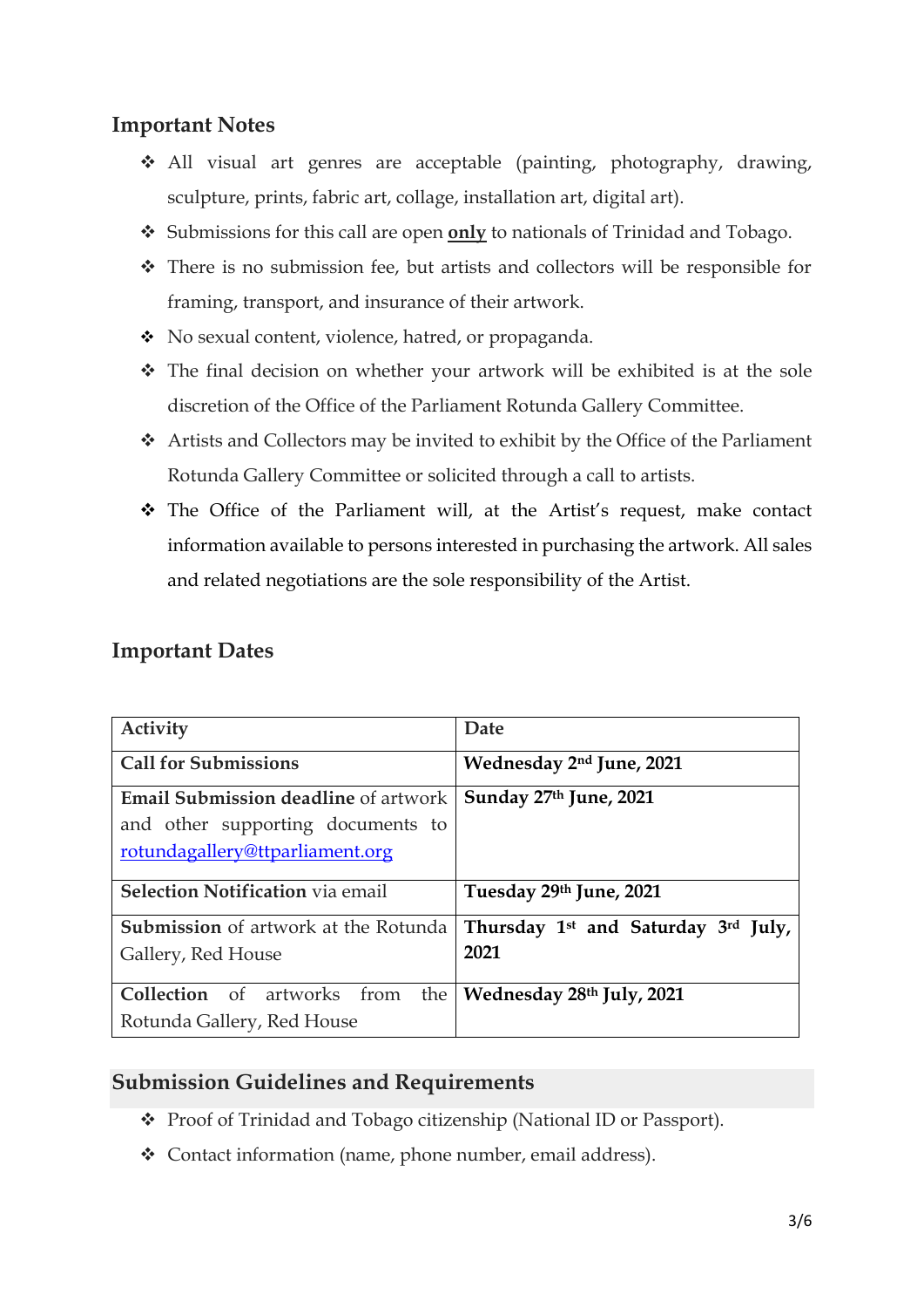## Important Notes

- All visual art genres are acceptable (painting, photography, drawing, sculpture, prints, fabric art, collage, installation art, digital art).
- Submissions for this call are open **only** to nationals of Trinidad and Tobago.
- There is no submission fee, but artists and collectors will be responsible for framing, transport, and insurance of their artwork.
- No sexual content, violence, hatred, or propaganda.
- The final decision on whether your artwork will be exhibited is at the sole discretion of the Office of the Parliament Rotunda Gallery Committee.
- Artists and Collectors may be invited to exhibit by the Office of the Parliament Rotunda Gallery Committee or solicited through a call to artists.
- The Office of the Parliament will, at the Artist's request, make contact information available to persons interested in purchasing the artwork. All sales and related negotiations are the sole responsibility of the Artist.

## Important Dates

| Activity | Date |
|---|---|
| **Call for Submissions** | **Wednesday 2nd June, 2021** |
| **Email Submission deadline** of artwork and other supporting documents to rotundagallery@ttparliament.org | **Sunday 27th June, 2021** |
| **Selection Notification** via email | **Tuesday 29th June, 2021** |
| **Submission** of artwork at the Rotunda Gallery, Red House | **Thursday 1st and Saturday 3rd July, 2021** |
| **Collection** of artworks from the Rotunda Gallery, Red House | **Wednesday 28th July, 2021** |

## Submission Guidelines and Requirements

- Proof of Trinidad and Tobago citizenship (National ID or Passport).
- Contact information (name, phone number, email address).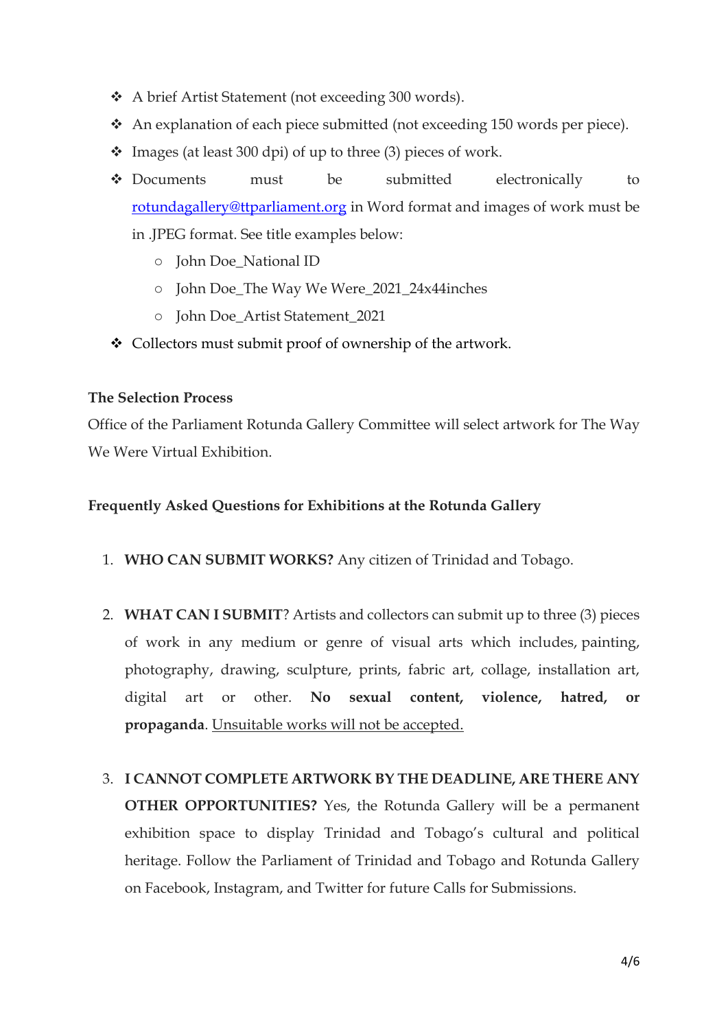- A brief Artist Statement (not exceeding 300 words).
- An explanation of each piece submitted (not exceeding 150 words per piece).
- Images (at least 300 dpi) of up to three (3) pieces of work.
- Documents must be submitted electronically to rotundagallery@ttparliament.org in Word format and images of work must be in .JPEG format. See title examples below:
  - John Doe_National ID
  - John Doe_The Way We Were_2021_24x44inches
  - John Doe_Artist Statement_2021
- Collectors must submit proof of ownership of the artwork.

**The Selection Process**

Office of the Parliament Rotunda Gallery Committee will select artwork for The Way We Were Virtual Exhibition.

**Frequently Asked Questions for Exhibitions at the Rotunda Gallery**

1. **WHO CAN SUBMIT WORKS?** Any citizen of Trinidad and Tobago.

2. **WHAT CAN I SUBMIT**? Artists and collectors can submit up to three (3) pieces of work in any medium or genre of visual arts which includes, painting, photography, drawing, sculpture, prints, fabric art, collage, installation art, digital art or other. **No sexual content, violence, hatred, or propaganda**. <u>Unsuitable works will not be accepted.</u>

3. **I CANNOT COMPLETE ARTWORK BY THE DEADLINE, ARE THERE ANY OTHER OPPORTUNITIES?** Yes, the Rotunda Gallery will be a permanent exhibition space to display Trinidad and Tobago's cultural and political heritage. Follow the Parliament of Trinidad and Tobago and Rotunda Gallery on Facebook, Instagram, and Twitter for future Calls for Submissions.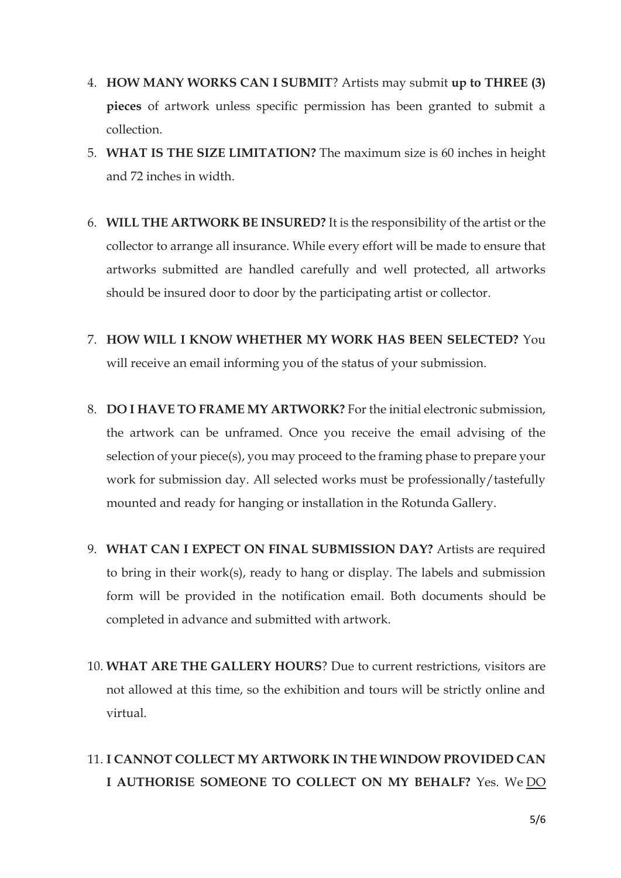4. **HOW MANY WORKS CAN I SUBMIT**? Artists may submit **up to THREE (3) pieces** of artwork unless specific permission has been granted to submit a collection.
5. **WHAT IS THE SIZE LIMITATION?** The maximum size is 60 inches in height and 72 inches in width.
6. **WILL THE ARTWORK BE INSURED?** It is the responsibility of the artist or the collector to arrange all insurance. While every effort will be made to ensure that artworks submitted are handled carefully and well protected, all artworks should be insured door to door by the participating artist or collector.
7. **HOW WILL I KNOW WHETHER MY WORK HAS BEEN SELECTED?** You will receive an email informing you of the status of your submission.
8. **DO I HAVE TO FRAME MY ARTWORK?** For the initial electronic submission, the artwork can be unframed. Once you receive the email advising of the selection of your piece(s), you may proceed to the framing phase to prepare your work for submission day. All selected works must be professionally/tastefully mounted and ready for hanging or installation in the Rotunda Gallery.
9. **WHAT CAN I EXPECT ON FINAL SUBMISSION DAY?** Artists are required to bring in their work(s), ready to hang or display. The labels and submission form will be provided in the notification email. Both documents should be completed in advance and submitted with artwork.
10. **WHAT ARE THE GALLERY HOURS**? Due to current restrictions, visitors are not allowed at this time, so the exhibition and tours will be strictly online and virtual.
11. **I CANNOT COLLECT MY ARTWORK IN THE WINDOW PROVIDED CAN I AUTHORISE SOMEONE TO COLLECT ON MY BEHALF?** Yes. We DO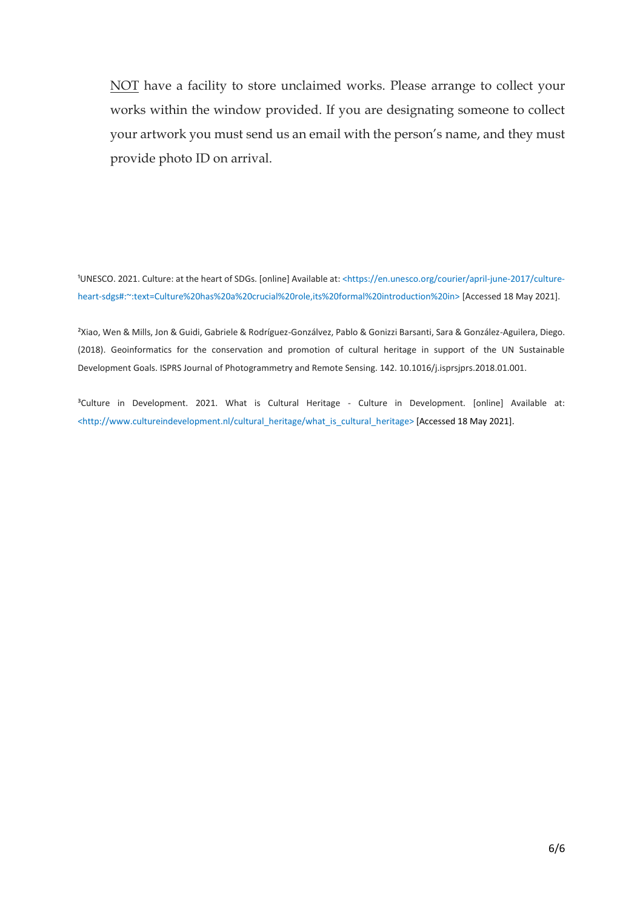<u>NOT</u> have a facility to store unclaimed works. Please arrange to collect your works within the window provided. If you are designating someone to collect your artwork you must send us an email with the person's name, and they must provide photo ID on arrival.

[1]UNESCO. 2021. Culture: at the heart of SDGs. [online] Available at: <https://en.unesco.org/courier/april-june-2017/culture-heart-sdgs#:~:text=Culture%20has%20a%20crucial%20role,its%20formal%20introduction%20in> [Accessed 18 May 2021].

[2]Xiao, Wen & Mills, Jon & Guidi, Gabriele & Rodríguez-Gonzálvez, Pablo & Gonizzi Barsanti, Sara & González-Aguilera, Diego. (2018). Geoinformatics for the conservation and promotion of cultural heritage in support of the UN Sustainable Development Goals. ISPRS Journal of Photogrammetry and Remote Sensing. 142. 10.1016/j.isprsjprs.2018.01.001.

[3]Culture in Development. 2021. What is Cultural Heritage - Culture in Development. [online] Available at: <http://www.cultureindevelopment.nl/cultural_heritage/what_is_cultural_heritage> [Accessed 18 May 2021].